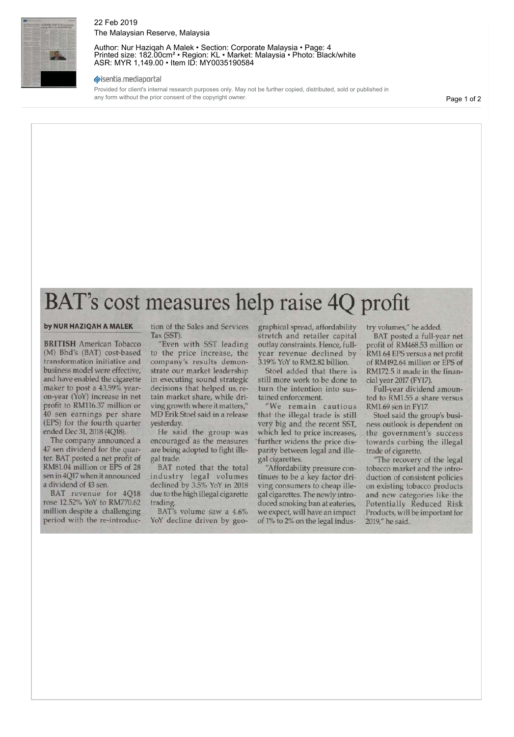22 Feb 2019
The Malaysian Reserve, Malaysia

Author: Nur Haziqah A Malek • Section: Corporate Malaysia • Page: 4
Printed size: 182.00cm² • Region: KL • Market: Malaysia • Photo: Black/white
ASR: MYR 1,149.00 • Item ID: MY0035190584

isentia.mediaportal

Provided for client's internal research purposes only. May not be further copied, distributed, sold or published in any form without the prior consent of the copyright owner.

# BAT's cost measures help raise 4Q profit

**by NUR HAZIQAH A MALEK**

**BRITISH** American Tobacco (M) Bhd's (BAT) cost-based transformation initiative and business model were effective, and have enabled the cigarette maker to post a 43.59% year-on-year (YoY) increase in net profit to RM116.37 million or 40 sen earnings per share (EPS) for the fourth quarter ended Dec 31, 2018 (4Q18).

The company announced a 47 sen dividend for the quarter. BAT posted a net profit of RM81.04 million or EPS of 28 sen in 4Q17 when it announced a dividend of 43 sen.

BAT revenue for 4Q18 rose 12.52% YoY to RM770.62 million despite a challenging period with the re-introduction of the Sales and Services Tax (SST).

"Even with SST leading to the price increase, the company's results demonstrate our market leadership in executing sound strategic decisions that helped us retain market share, while driving growth where it matters," MD Erik Stoel said in a release yesterday.

He said the group was encouraged as the measures are being adopted to fight illegal trade.

BAT noted that the total industry legal volumes declined by 3.5% YoY in 2018 due to the high illegal cigarette trading.

BAT's volume saw a 4.6% YoY decline driven by geographical spread, affordability stretch and retailer capital outlay constraints. Hence, full-year revenue declined by 3.19% YoY to RM2.82 billion.

Stoel added that there is still more work to be done to turn the intention into sustained enforcement.

"We remain cautious that the illegal trade is still very big and the recent SST, which led to price increases, further widens the price disparity between legal and illegal cigarettes.

"Affordability pressure continues to be a key factor driving consumers to cheap illegal cigarettes. The newly introduced smoking ban at eateries, we expect, will have an impact of 1% to 2% on the legal industry volumes," he added.

BAT posted a full-year net profit of RM468.53 million or RM1.64 EPS versus a net profit of RM492.64 million or EPS of RM172.5 it made in the financial year 2017 (FY17).

Full-year dividend amounted to RM1.55 a share versus RM1.69 sen in FY17.

Stoel said the group's business outlook is dependent on the government's success towards curbing the illegal trade of cigarette.

"The recovery of the legal tobacco market and the introduction of consistent policies on existing tobacco products and new categories like the Potentially Reduced Risk Products, will be important for 2019," he said.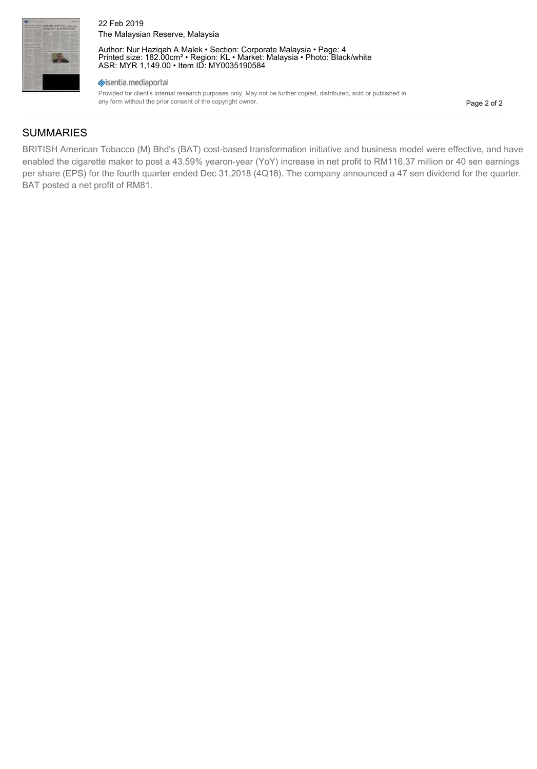22 Feb 2019
The Malaysian Reserve, Malaysia

Author: Nur Haziqah A Malek • Section: Corporate Malaysia • Page: 4
Printed size: 182.00cm² • Region: KL • Market: Malaysia • Photo: Black/white
ASR: MYR 1,149.00 • Item ID: MY0035190584

isentia.mediaportal

Provided for client's internal research purposes only. May not be further copied, distributed, sold or published in any form without the prior consent of the copyright owner.

## SUMMARIES

BRITISH American Tobacco (M) Bhd's (BAT) cost-based transformation initiative and business model were effective, and have enabled the cigarette maker to post a 43.59% yearon-year (YoY) increase in net profit to RM116.37 million or 40 sen earnings per share (EPS) for the fourth quarter ended Dec 31,2018 (4Q18). The company announced a 47 sen dividend for the quarter. BAT posted a net profit of RM81.